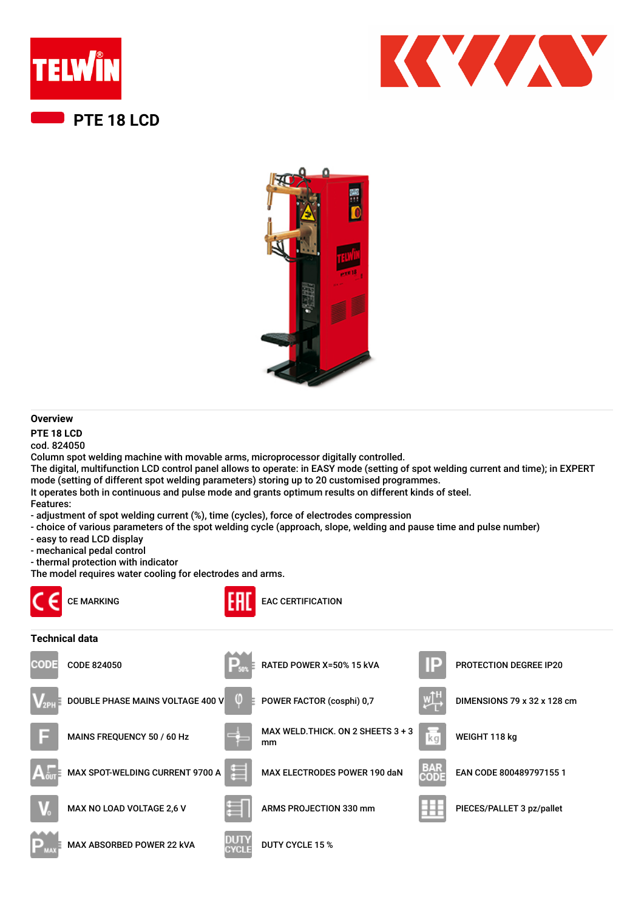# PTE 18 LCD

## Overview

**PTE 18 LCD**
cod. 824050
Column spot welding machine with movable arms, microprocessor digitally controlled.
The digital, multifunction LCD control panel allows to operate: in EASY mode (setting of spot welding current and time); in EXPERT mode (setting of different spot welding parameters) storing up to 20 customised programmes.
It operates both in continuous and pulse mode and grants optimum results on different kinds of steel.
Features:
- adjustment of spot welding current (%), time (cycles), force of electrodes compression
- choice of various parameters of the spot welding cycle (approach, slope, welding and pause time and pulse number)
- easy to read LCD display
- mechanical pedal control
- thermal protection with indicator

The model requires water cooling for electrodes and arms.

CE MARKING

EAC CERTIFICATION

## Technical data

| | | |
|---|---|---|
| CODE 824050 | RATED POWER X=50% 15 kVA | PROTECTION DEGREE IP20 |
| DOUBLE PHASE MAINS VOLTAGE 400 V | POWER FACTOR (cosphi) 0,7 | DIMENSIONS 79 x 32 x 128 cm |
| MAINS FREQUENCY 50 / 60 Hz | MAX WELD.THICK. ON 2 SHEETS 3 + 3 mm | WEIGHT 118 kg |
| MAX SPOT-WELDING CURRENT 9700 A | MAX ELECTRODES POWER 190 daN | EAN CODE 800489797155 1 |
| MAX NO LOAD VOLTAGE 2,6 V | ARMS PROJECTION 330 mm | PIECES/PALLET 3 pz/pallet |
| MAX ABSORBED POWER 22 kVA | DUTY CYCLE 15 % | |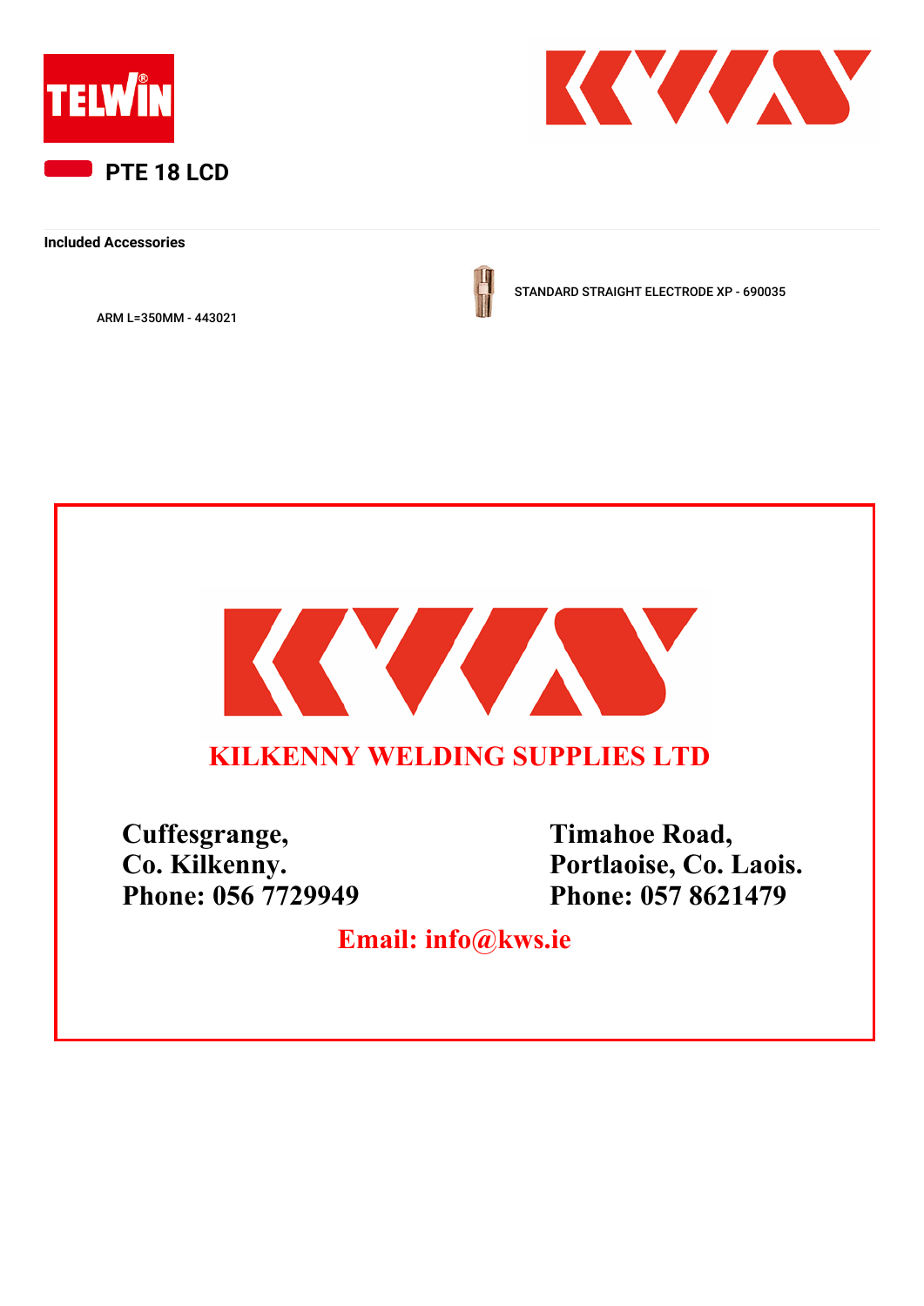# PTE 18 LCD

**Included Accessories**

ARM L=350MM - 443021

STANDARD STRAIGHT ELECTRODE XP - 690035

**KILKENNY WELDING SUPPLIES LTD**

**Cuffesgrange,**
**Co. Kilkenny.**
**Phone: 056 7729949**

**Timahoe Road,**
**Portlaoise, Co. Laois.**
**Phone: 057 8621479**

**Email: info@kws.ie**